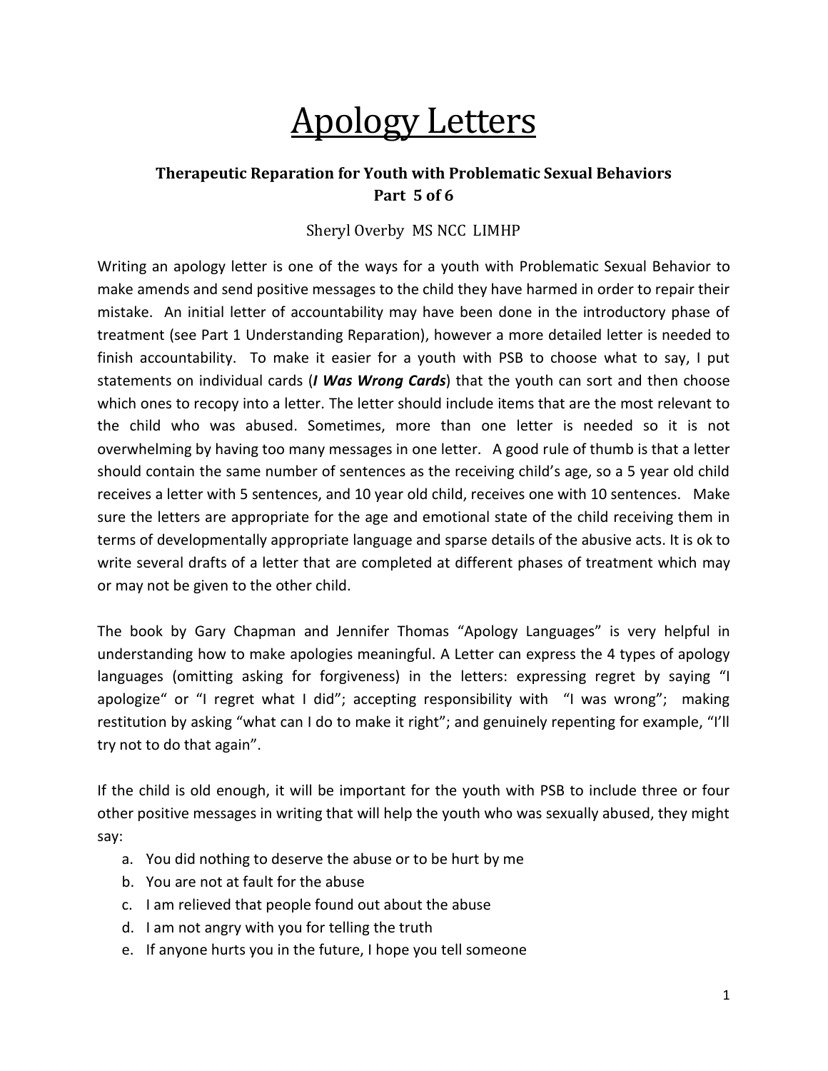# Apology Letters

### Therapeutic Reparation for Youth with Problematic Sexual Behaviors
### Part 5 of 6

Sheryl Overby MS NCC LIMHP

Writing an apology letter is one of the ways for a youth with Problematic Sexual Behavior to make amends and send positive messages to the child they have harmed in order to repair their mistake. An initial letter of accountability may have been done in the introductory phase of treatment (see Part 1 Understanding Reparation), however a more detailed letter is needed to finish accountability. To make it easier for a youth with PSB to choose what to say, I put statements on individual cards (***I Was Wrong Cards***) that the youth can sort and then choose which ones to recopy into a letter. The letter should include items that are the most relevant to the child who was abused. Sometimes, more than one letter is needed so it is not overwhelming by having too many messages in one letter. A good rule of thumb is that a letter should contain the same number of sentences as the receiving child's age, so a 5 year old child receives a letter with 5 sentences, and 10 year old child, receives one with 10 sentences. Make sure the letters are appropriate for the age and emotional state of the child receiving them in terms of developmentally appropriate language and sparse details of the abusive acts. It is ok to write several drafts of a letter that are completed at different phases of treatment which may or may not be given to the other child.

The book by Gary Chapman and Jennifer Thomas "Apology Languages" is very helpful in understanding how to make apologies meaningful. A Letter can express the 4 types of apology languages (omitting asking for forgiveness) in the letters: expressing regret by saying "I apologize" or "I regret what I did"; accepting responsibility with "I was wrong"; making restitution by asking "what can I do to make it right"; and genuinely repenting for example, "I'll try not to do that again".

If the child is old enough, it will be important for the youth with PSB to include three or four other positive messages in writing that will help the youth who was sexually abused, they might say:

a. You did nothing to deserve the abuse or to be hurt by me
b. You are not at fault for the abuse
c. I am relieved that people found out about the abuse
d. I am not angry with you for telling the truth
e. If anyone hurts you in the future, I hope you tell someone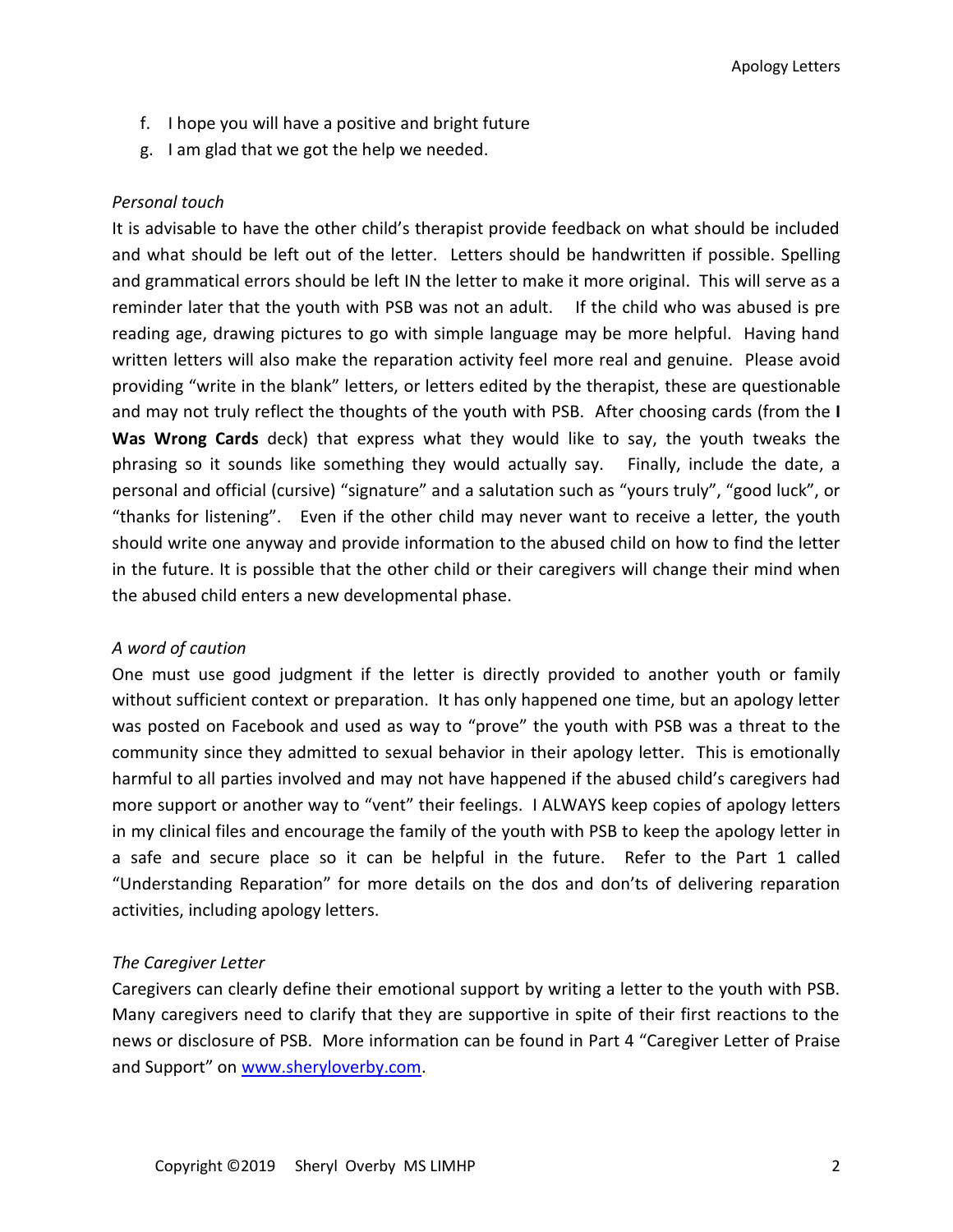f. I hope you will have a positive and bright future
g. I am glad that we got the help we needed.

*Personal touch*

It is advisable to have the other child's therapist provide feedback on what should be included and what should be left out of the letter. Letters should be handwritten if possible. Spelling and grammatical errors should be left IN the letter to make it more original. This will serve as a reminder later that the youth with PSB was not an adult. If the child who was abused is pre reading age, drawing pictures to go with simple language may be more helpful. Having hand written letters will also make the reparation activity feel more real and genuine. Please avoid providing "write in the blank" letters, or letters edited by the therapist, these are questionable and may not truly reflect the thoughts of the youth with PSB. After choosing cards (from the **I Was Wrong Cards** deck) that express what they would like to say, the youth tweaks the phrasing so it sounds like something they would actually say. Finally, include the date, a personal and official (cursive) "signature" and a salutation such as "yours truly", "good luck", or "thanks for listening". Even if the other child may never want to receive a letter, the youth should write one anyway and provide information to the abused child on how to find the letter in the future. It is possible that the other child or their caregivers will change their mind when the abused child enters a new developmental phase.

*A word of caution*

One must use good judgment if the letter is directly provided to another youth or family without sufficient context or preparation. It has only happened one time, but an apology letter was posted on Facebook and used as way to "prove" the youth with PSB was a threat to the community since they admitted to sexual behavior in their apology letter. This is emotionally harmful to all parties involved and may not have happened if the abused child's caregivers had more support or another way to "vent" their feelings. I ALWAYS keep copies of apology letters in my clinical files and encourage the family of the youth with PSB to keep the apology letter in a safe and secure place so it can be helpful in the future. Refer to the Part 1 called "Understanding Reparation" for more details on the dos and don'ts of delivering reparation activities, including apology letters.

*The Caregiver Letter*

Caregivers can clearly define their emotional support by writing a letter to the youth with PSB. Many caregivers need to clarify that they are supportive in spite of their first reactions to the news or disclosure of PSB. More information can be found in Part 4 "Caregiver Letter of Praise and Support" on [www.sheryloverby.com](www.sheryloverby.com).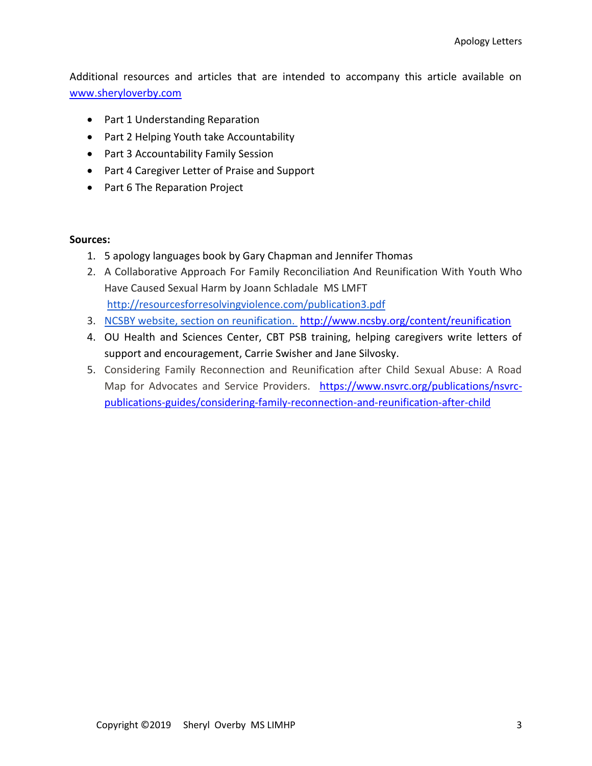Additional resources and articles that are intended to accompany this article available on [www.sheryloverby.com](http://www.sheryloverby.com)

- Part 1 Understanding Reparation
- Part 2 Helping Youth take Accountability
- Part 3 Accountability Family Session
- Part 4 Caregiver Letter of Praise and Support
- Part 6 The Reparation Project

**Sources:**

1. 5 apology languages book by Gary Chapman and Jennifer Thomas
2. A Collaborative Approach For Family Reconciliation And Reunification With Youth Who Have Caused Sexual Harm by Joann Schladale MS LMFT http://resourcesforresolvingviolence.com/publication3.pdf
3. NCSBY website, section on reunification. http://www.ncsby.org/content/reunification
4. OU Health and Sciences Center, CBT PSB training, helping caregivers write letters of support and encouragement, Carrie Swisher and Jane Silvosky.
5. Considering Family Reconnection and Reunification after Child Sexual Abuse: A Road Map for Advocates and Service Providers. https://www.nsvrc.org/publications/nsvrc-publications-guides/considering-family-reconnection-and-reunification-after-child

Copyright ©2019 Sheryl Overby MS LIMHP